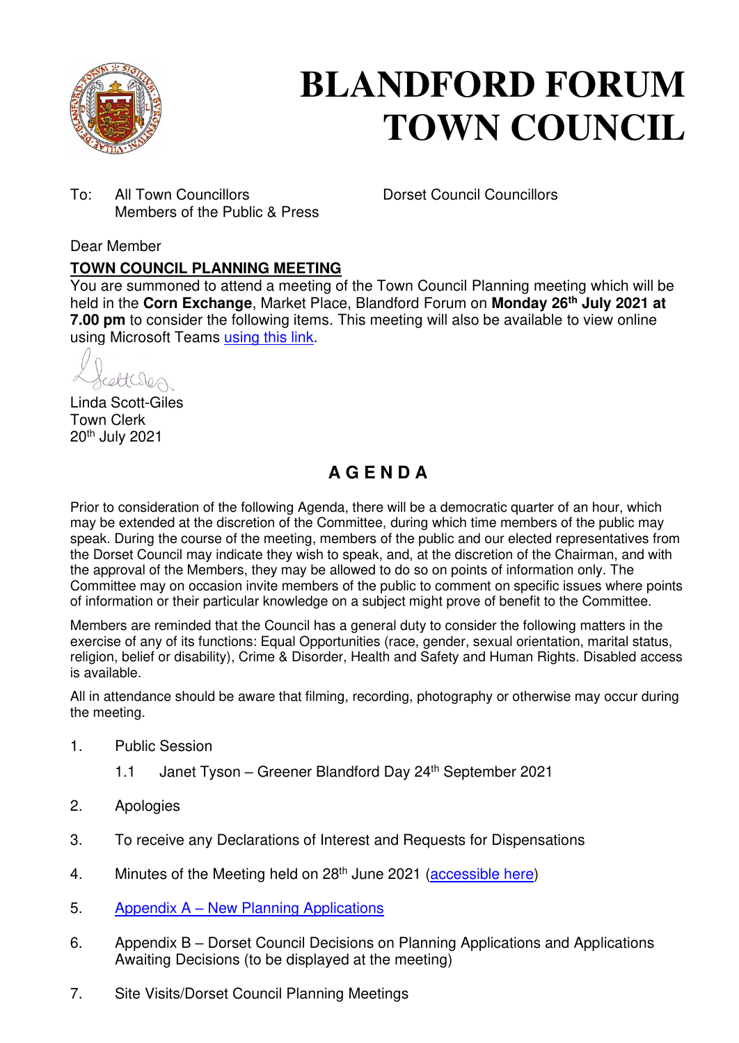# BLANDFORD FORUM TOWN COUNCIL

To: All Town Councillors
Members of the Public & Press

Dorset Council Councillors

Dear Member

**TOWN COUNCIL PLANNING MEETING**

You are summoned to attend a meeting of the Town Council Planning meeting which will be held in the **Corn Exchange**, Market Place, Blandford Forum on **Monday 26th July 2021 at 7.00 pm** to consider the following items. This meeting will also be available to view online using Microsoft Teams using this link.

Linda Scott-Giles
Town Clerk
20th July 2021

## A G E N D A

Prior to consideration of the following Agenda, there will be a democratic quarter of an hour, which may be extended at the discretion of the Committee, during which time members of the public may speak. During the course of the meeting, members of the public and our elected representatives from the Dorset Council may indicate they wish to speak, and, at the discretion of the Chairman, and with the approval of the Members, they may be allowed to do so on points of information only. The Committee may on occasion invite members of the public to comment on specific issues where points of information or their particular knowledge on a subject might prove of benefit to the Committee.

Members are reminded that the Council has a general duty to consider the following matters in the exercise of any of its functions: Equal Opportunities (race, gender, sexual orientation, marital status, religion, belief or disability), Crime & Disorder, Health and Safety and Human Rights. Disabled access is available.

All in attendance should be aware that filming, recording, photography or otherwise may occur during the meeting.

1. Public Session
   - 1.1 Janet Tyson – Greener Blandford Day 24th September 2021
2. Apologies
3. To receive any Declarations of Interest and Requests for Dispensations
4. Minutes of the Meeting held on 28th June 2021 (accessible here)
5. Appendix A – New Planning Applications
6. Appendix B – Dorset Council Decisions on Planning Applications and Applications Awaiting Decisions (to be displayed at the meeting)
7. Site Visits/Dorset Council Planning Meetings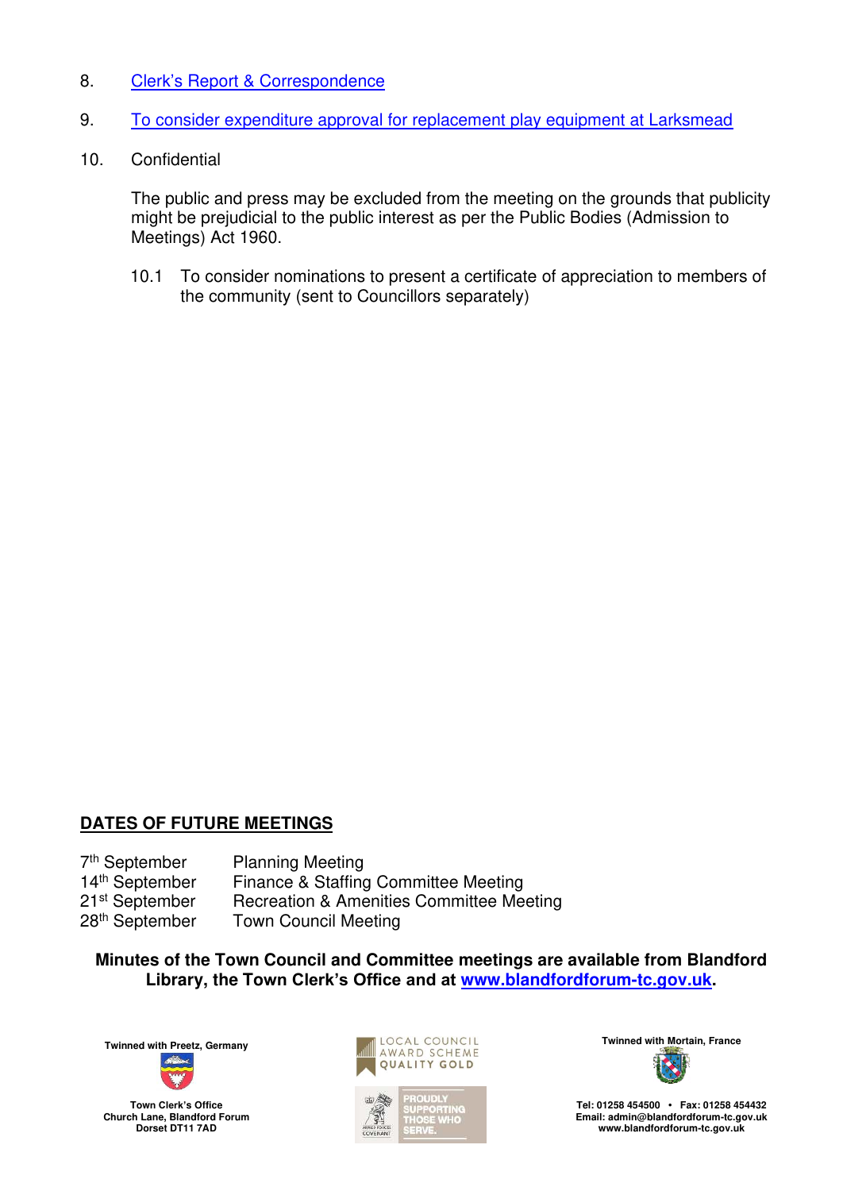8. Clerk's Report & Correspondence

9. To consider expenditure approval for replacement play equipment at Larksmead

10. Confidential

    The public and press may be excluded from the meeting on the grounds that publicity might be prejudicial to the public interest as per the Public Bodies (Admission to Meetings) Act 1960.

    10.1 To consider nominations to present a certificate of appreciation to members of the community (sent to Councillors separately)

## DATES OF FUTURE MEETINGS

| | |
|---|---|
| 7th September | Planning Meeting |
| 14th September | Finance & Staffing Committee Meeting |
| 21st September | Recreation & Amenities Committee Meeting |
| 28th September | Town Council Meeting |

**Minutes of the Town Council and Committee meetings are available from Blandford Library, the Town Clerk's Office and at www.blandfordforum-tc.gov.uk.**

Twinned with Preetz, Germany

Town Clerk's Office
Church Lane, Blandford Forum
Dorset DT11 7AD

LOCAL COUNCIL AWARD SCHEME QUALITY GOLD

PROUDLY SUPPORTING THOSE WHO SERVE.

Twinned with Mortain, France

Tel: 01258 454500 • Fax: 01258 454432
Email: admin@blandfordforum-tc.gov.uk
www.blandfordforum-tc.gov.uk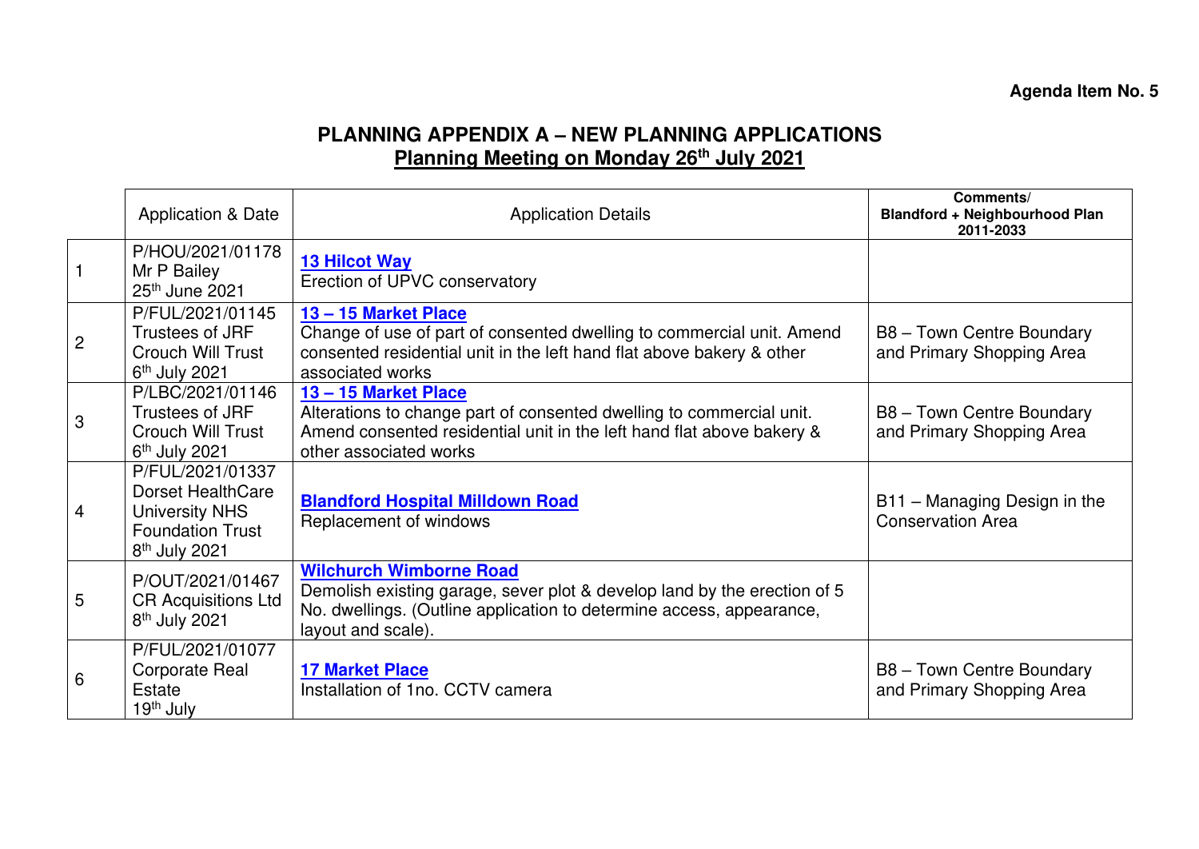**Agenda Item No. 5**

# PLANNING APPENDIX A – NEW PLANNING APPLICATIONS

## Planning Meeting on Monday 26th July 2021

| | Application & Date | Application Details | Comments/ Blandford + Neighbourhood Plan 2011-2033 |
|---|---|---|---|
| 1 | P/HOU/2021/01178 Mr P Bailey 25th June 2021 | **13 Hilcot Way** Erection of UPVC conservatory | |
| 2 | P/FUL/2021/01145 Trustees of JRF Crouch Will Trust 6th July 2021 | **13 – 15 Market Place** Change of use of part of consented dwelling to commercial unit. Amend consented residential unit in the left hand flat above bakery & other associated works | B8 – Town Centre Boundary and Primary Shopping Area |
| 3 | P/LBC/2021/01146 Trustees of JRF Crouch Will Trust 6th July 2021 | **13 – 15 Market Place** Alterations to change part of consented dwelling to commercial unit. Amend consented residential unit in the left hand flat above bakery & other associated works | B8 – Town Centre Boundary and Primary Shopping Area |
| 4 | P/FUL/2021/01337 Dorset HealthCare University NHS Foundation Trust 8th July 2021 | **Blandford Hospital Milldown Road** Replacement of windows | B11 – Managing Design in the Conservation Area |
| 5 | P/OUT/2021/01467 CR Acquisitions Ltd 8th July 2021 | **Wilchurch Wimborne Road** Demolish existing garage, sever plot & develop land by the erection of 5 No. dwellings. (Outline application to determine access, appearance, layout and scale). | |
| 6 | P/FUL/2021/01077 Corporate Real Estate 19th July | **17 Market Place** Installation of 1no. CCTV camera | B8 – Town Centre Boundary and Primary Shopping Area |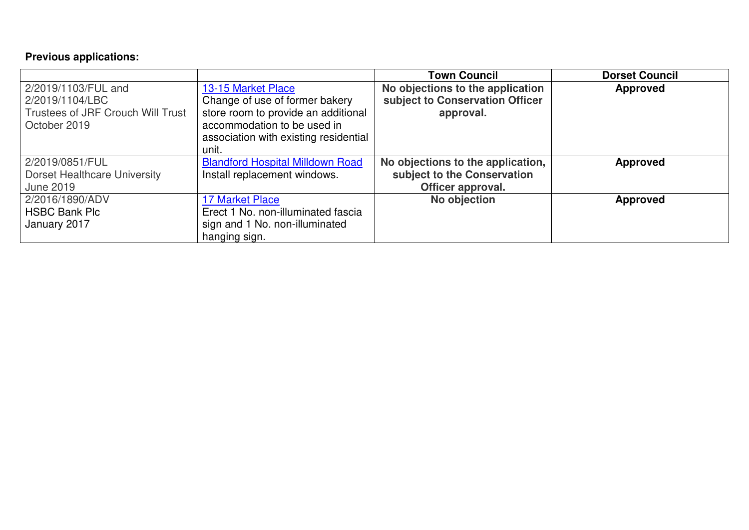**Previous applications:**

| | | Town Council | Dorset Council |
|---|---|---|---|
| 2/2019/1103/FUL and 2/2019/1104/LBC Trustees of JRF Crouch Will Trust October 2019 | 13-15 Market Place Change of use of former bakery store room to provide an additional accommodation to be used in association with existing residential unit. | **No objections to the application subject to Conservation Officer approval.** | **Approved** |
| 2/2019/0851/FUL Dorset Healthcare University June 2019 | Blandford Hospital Milldown Road Install replacement windows. | **No objections to the application, subject to the Conservation Officer approval.** | **Approved** |
| 2/2016/1890/ADV HSBC Bank Plc January 2017 | 17 Market Place Erect 1 No. non-illuminated fascia sign and 1 No. non-illuminated hanging sign. | **No objection** | **Approved** |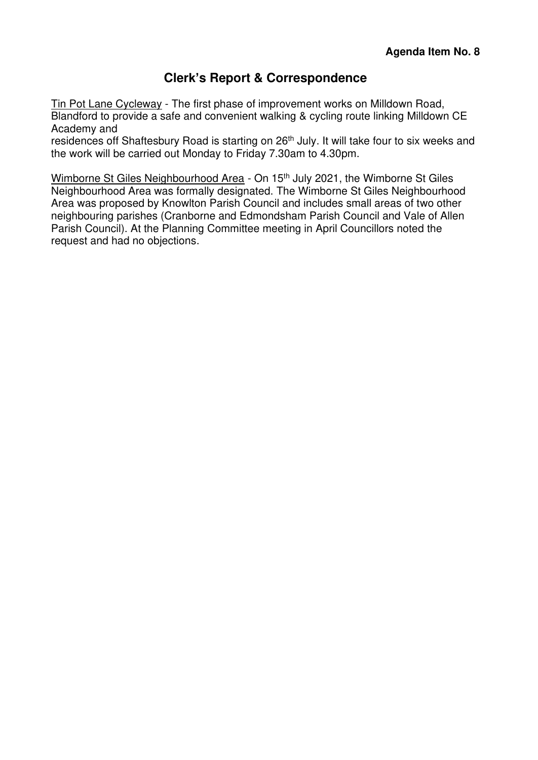**Agenda Item No. 8**

# Clerk's Report & Correspondence

Tin Pot Lane Cycleway - The first phase of improvement works on Milldown Road, Blandford to provide a safe and convenient walking & cycling route linking Milldown CE Academy and residences off Shaftesbury Road is starting on 26th July. It will take four to six weeks and the work will be carried out Monday to Friday 7.30am to 4.30pm.

Wimborne St Giles Neighbourhood Area - On 15th July 2021, the Wimborne St Giles Neighbourhood Area was formally designated. The Wimborne St Giles Neighbourhood Area was proposed by Knowlton Parish Council and includes small areas of two other neighbouring parishes (Cranborne and Edmondsham Parish Council and Vale of Allen Parish Council). At the Planning Committee meeting in April Councillors noted the request and had no objections.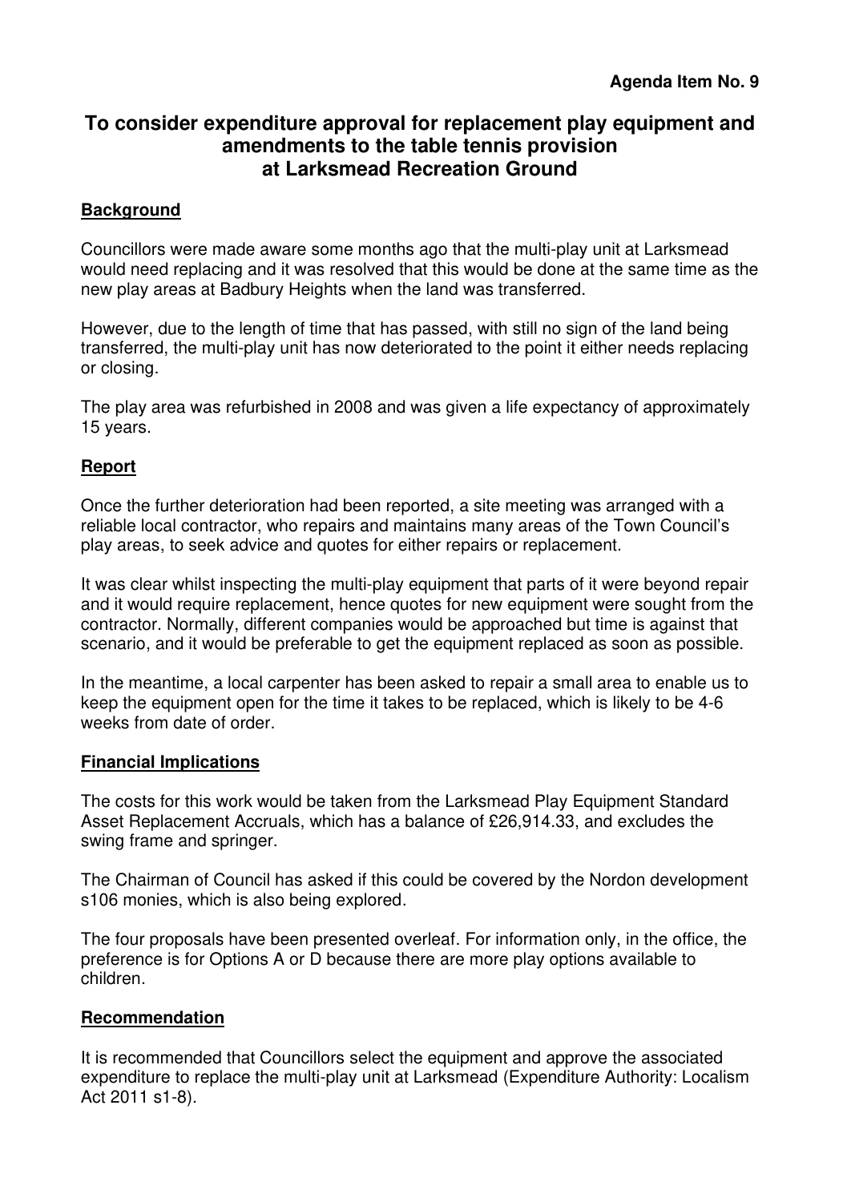**Agenda Item No. 9**

# To consider expenditure approval for replacement play equipment and amendments to the table tennis provision at Larksmead Recreation Ground

## Background

Councillors were made aware some months ago that the multi-play unit at Larksmead would need replacing and it was resolved that this would be done at the same time as the new play areas at Badbury Heights when the land was transferred.

However, due to the length of time that has passed, with still no sign of the land being transferred, the multi-play unit has now deteriorated to the point it either needs replacing or closing.

The play area was refurbished in 2008 and was given a life expectancy of approximately 15 years.

## Report

Once the further deterioration had been reported, a site meeting was arranged with a reliable local contractor, who repairs and maintains many areas of the Town Council's play areas, to seek advice and quotes for either repairs or replacement.

It was clear whilst inspecting the multi-play equipment that parts of it were beyond repair and it would require replacement, hence quotes for new equipment were sought from the contractor. Normally, different companies would be approached but time is against that scenario, and it would be preferable to get the equipment replaced as soon as possible.

In the meantime, a local carpenter has been asked to repair a small area to enable us to keep the equipment open for the time it takes to be replaced, which is likely to be 4-6 weeks from date of order.

## Financial Implications

The costs for this work would be taken from the Larksmead Play Equipment Standard Asset Replacement Accruals, which has a balance of £26,914.33, and excludes the swing frame and springer.

The Chairman of Council has asked if this could be covered by the Nordon development s106 monies, which is also being explored.

The four proposals have been presented overleaf. For information only, in the office, the preference is for Options A or D because there are more play options available to children.

## Recommendation

It is recommended that Councillors select the equipment and approve the associated expenditure to replace the multi-play unit at Larksmead (Expenditure Authority: Localism Act 2011 s1-8).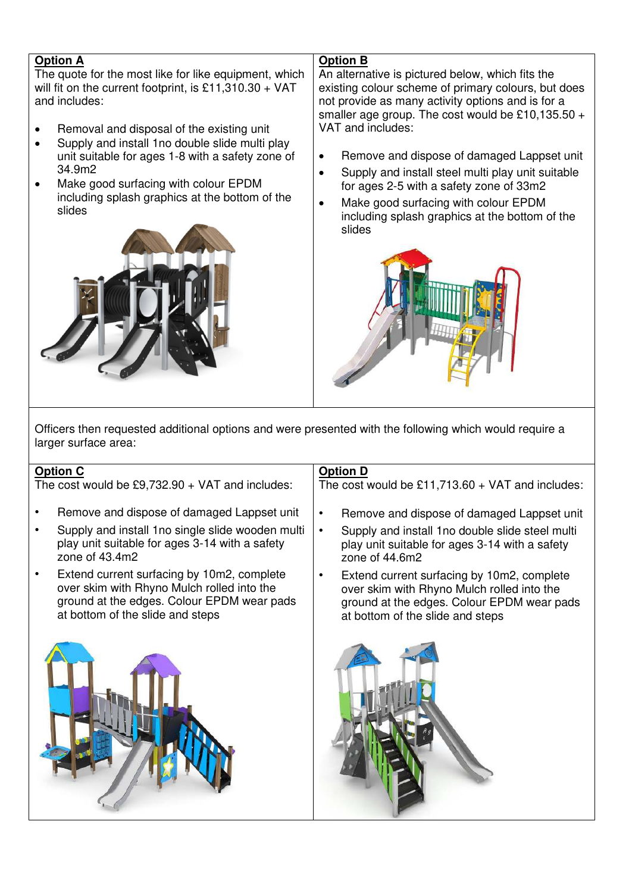**Option A**

The quote for the most like for like equipment, which will fit on the current footprint, is £11,310.30 + VAT and includes:

- Removal and disposal of the existing unit
- Supply and install 1no double slide multi play unit suitable for ages 1-8 with a safety zone of 34.9m2
- Make good surfacing with colour EPDM including splash graphics at the bottom of the slides

**Option B**

An alternative is pictured below, which fits the existing colour scheme of primary colours, but does not provide as many activity options and is for a smaller age group. The cost would be £10,135.50 + VAT and includes:

- Remove and dispose of damaged Lappset unit
- Supply and install steel multi play unit suitable for ages 2-5 with a safety zone of 33m2
- Make good surfacing with colour EPDM including splash graphics at the bottom of the slides

Officers then requested additional options and were presented with the following which would require a larger surface area:

**Option C**

The cost would be £9,732.90 + VAT and includes:

- Remove and dispose of damaged Lappset unit
- Supply and install 1no single slide wooden multi play unit suitable for ages 3-14 with a safety zone of 43.4m2
- Extend current surfacing by 10m2, complete over skim with Rhyno Mulch rolled into the ground at the edges. Colour EPDM wear pads at bottom of the slide and steps

**Option D**

The cost would be £11,713.60 + VAT and includes:

- Remove and dispose of damaged Lappset unit
- Supply and install 1no double slide steel multi play unit suitable for ages 3-14 with a safety zone of 44.6m2
- Extend current surfacing by 10m2, complete over skim with Rhyno Mulch rolled into the ground at the edges. Colour EPDM wear pads at bottom of the slide and steps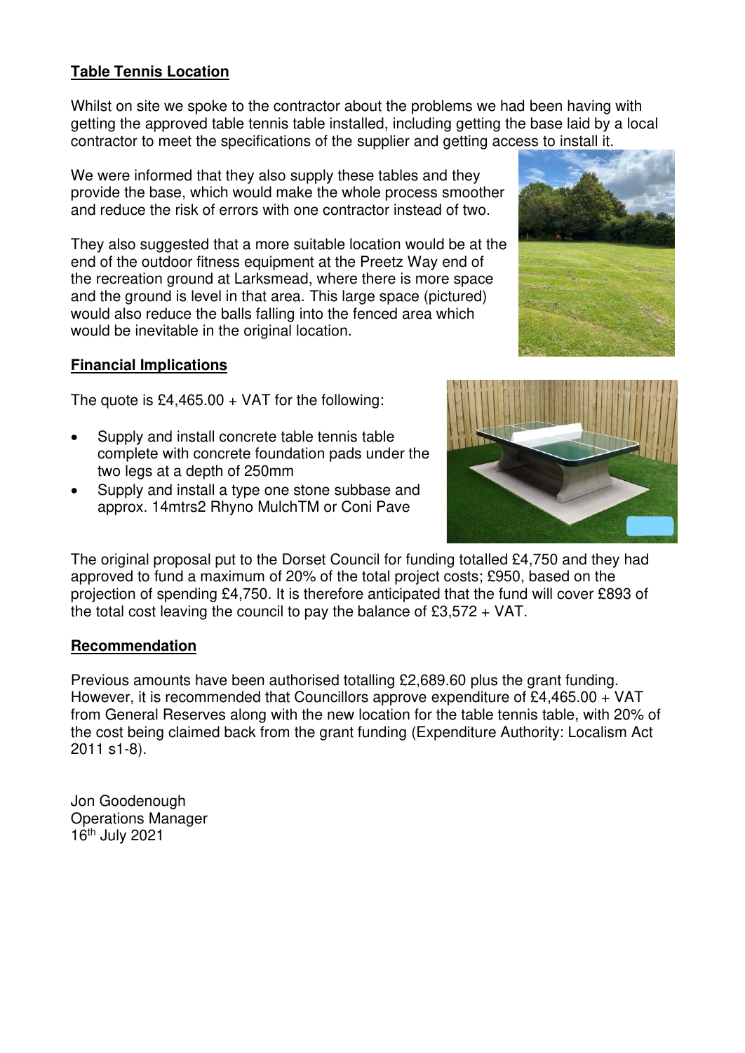**Table Tennis Location**

Whilst on site we spoke to the contractor about the problems we had been having with getting the approved table tennis table installed, including getting the base laid by a local contractor to meet the specifications of the supplier and getting access to install it.

We were informed that they also supply these tables and they provide the base, which would make the whole process smoother and reduce the risk of errors with one contractor instead of two.

They also suggested that a more suitable location would be at the end of the outdoor fitness equipment at the Preetz Way end of the recreation ground at Larksmead, where there is more space and the ground is level in that area. This large space (pictured) would also reduce the balls falling into the fenced area which would be inevitable in the original location.

**Financial Implications**

The quote is £4,465.00 + VAT for the following:

- Supply and install concrete table tennis table complete with concrete foundation pads under the two legs at a depth of 250mm
- Supply and install a type one stone subbase and approx. 14mtrs2 Rhyno MulchTM or Coni Pave

The original proposal put to the Dorset Council for funding totalled £4,750 and they had approved to fund a maximum of 20% of the total project costs; £950, based on the projection of spending £4,750. It is therefore anticipated that the fund will cover £893 of the total cost leaving the council to pay the balance of £3,572 + VAT.

**Recommendation**

Previous amounts have been authorised totalling £2,689.60 plus the grant funding. However, it is recommended that Councillors approve expenditure of £4,465.00 + VAT from General Reserves along with the new location for the table tennis table, with 20% of the cost being claimed back from the grant funding (Expenditure Authority: Localism Act 2011 s1-8).

Jon Goodenough
Operations Manager
16th July 2021